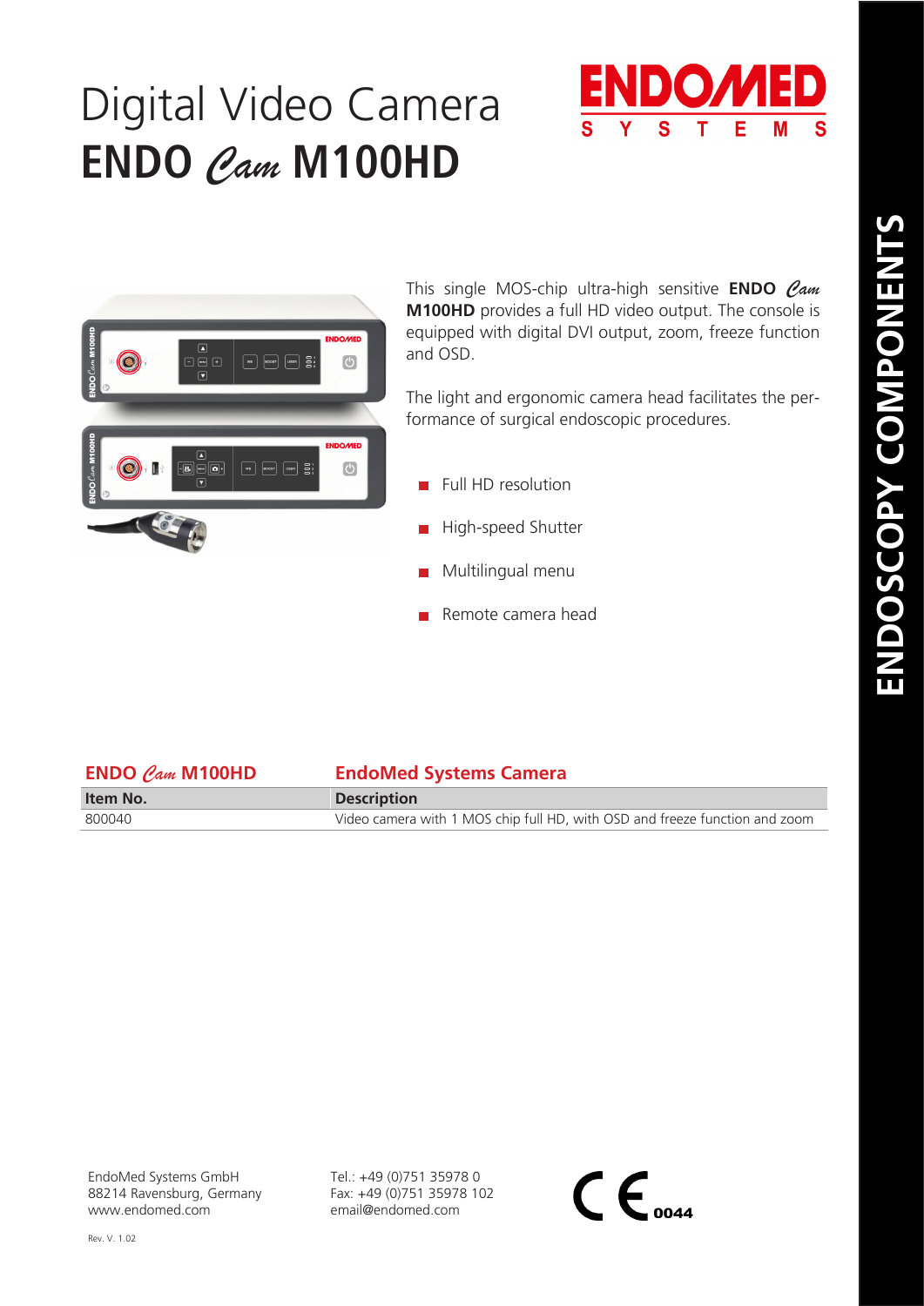# Digital Video Camera
# ENDO *Cam* M100HD

ENDOMED SYSTEMS

ENDOSCOPY COMPONENTS

This single MOS-chip ultra-high sensitive **ENDO *Cam* M100HD** provides a full HD video output. The console is equipped with digital DVI output, zoom, freeze function and OSD.

The light and ergonomic camera head facilitates the performance of surgical endoscopic procedures.

- Full HD resolution
- High-speed Shutter
- Multilingual menu
- Remote camera head

| ENDO *Cam* M100HD | EndoMed Systems Camera |
| --- | --- |
| **Item No.** | **Description** |
| 800040 | Video camera with 1 MOS chip full HD, with OSD and freeze function and zoom |

EndoMed Systems GmbH
88214 Ravensburg, Germany
www.endomed.com

Tel.: +49 (0)751 35978 0
Fax: +49 (0)751 35978 102
email@endomed.com

CE 0044

Rev. V. 1.02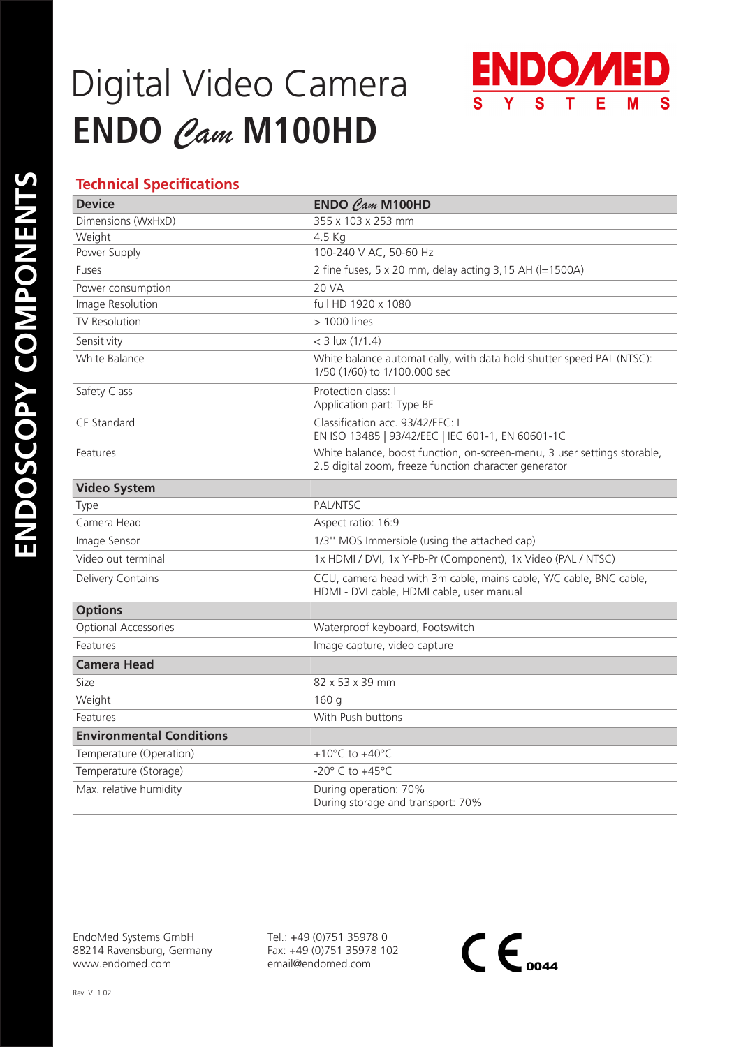# Digital Video Camera
# ENDO *Cam* M100HD

ENDOMED SYSTEMS

ENDOSCOPY COMPONENTS

## Technical Specifications

| **Device** | **ENDO *Cam* M100HD** |
|---|---|
| Dimensions (WxHxD) | 355 x 103 x 253 mm |
| Weight | 4.5 Kg |
| Power Supply | 100-240 V AC, 50-60 Hz |
| Fuses | 2 fine fuses, 5 x 20 mm, delay acting 3,15 AH (I=1500A) |
| Power consumption | 20 VA |
| Image Resolution | full HD 1920 x 1080 |
| TV Resolution | > 1000 lines |
| Sensitivity | < 3 lux (1/1.4) |
| White Balance | White balance automatically, with data hold shutter speed PAL (NTSC): 1/50 (1/60) to 1/100.000 sec |
| Safety Class | Protection class: I<br>Application part: Type BF |
| CE Standard | Classification acc. 93/42/EEC: I<br>EN ISO 13485 \| 93/42/EEC \| IEC 601-1, EN 60601-1C |
| Features | White balance, boost function, on-screen-menu, 3 user settings storable, 2.5 digital zoom, freeze function character generator |
| **Video System** | |
| Type | PAL/NTSC |
| Camera Head | Aspect ratio: 16:9 |
| Image Sensor | 1/3'' MOS Immersible (using the attached cap) |
| Video out terminal | 1x HDMI / DVI, 1x Y-Pb-Pr (Component), 1x Video (PAL / NTSC) |
| Delivery Contains | CCU, camera head with 3m cable, mains cable, Y/C cable, BNC cable, HDMI - DVI cable, HDMI cable, user manual |
| **Options** | |
| Optional Accessories | Waterproof keyboard, Footswitch |
| Features | Image capture, video capture |
| **Camera Head** | |
| Size | 82 x 53 x 39 mm |
| Weight | 160 g |
| Features | With Push buttons |
| **Environmental Conditions** | |
| Temperature (Operation) | +10°C to +40°C |
| Temperature (Storage) | -20° C to +45°C |
| Max. relative humidity | During operation: 70%<br>During storage and transport: 70% |

EndoMed Systems GmbH
88214 Ravensburg, Germany
www.endomed.com

Tel.: +49 (0)751 35978 0
Fax: +49 (0)751 35978 102
email@endomed.com

CE 0044

Rev. V. 1.02